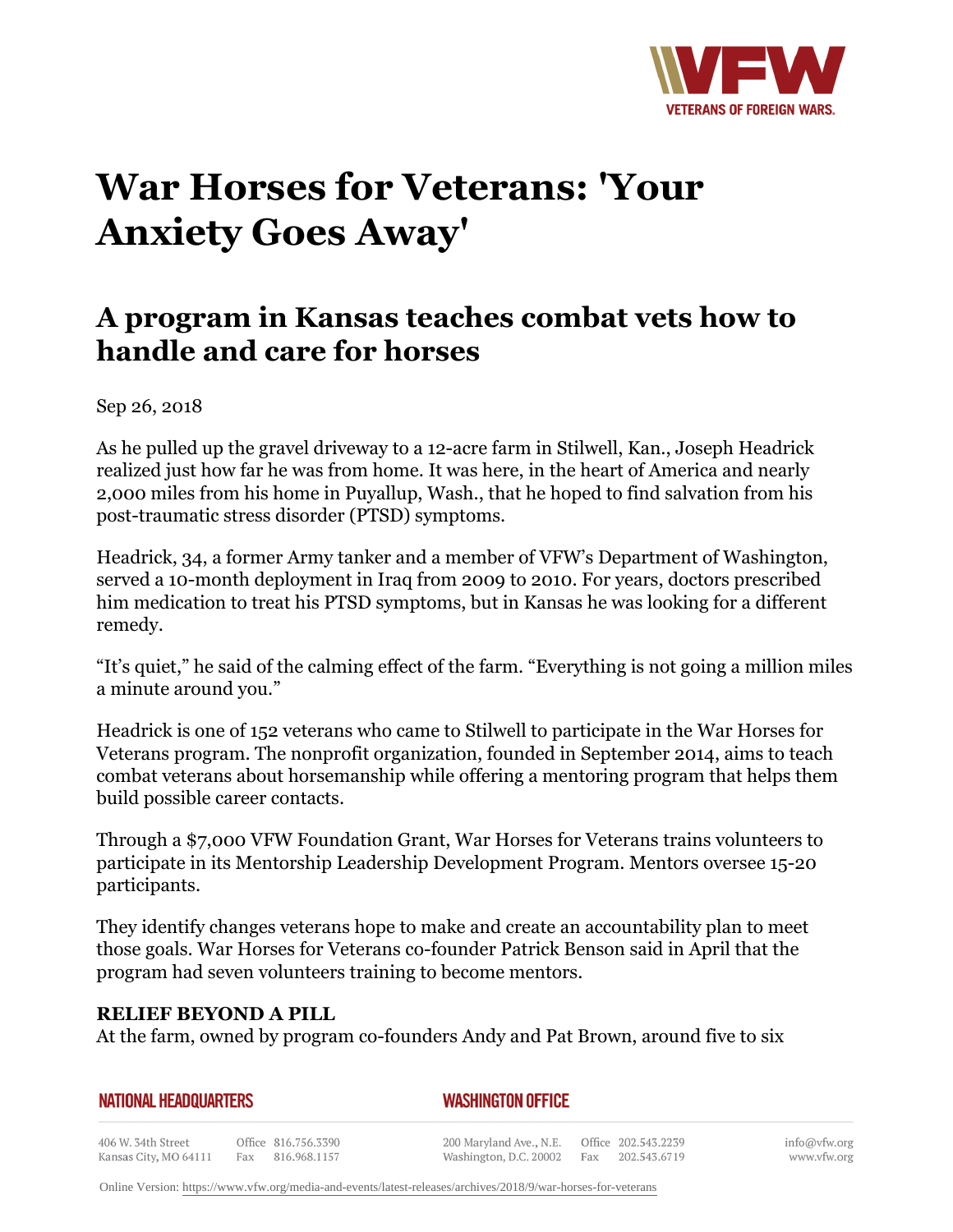# War Horses for Veterans: 'Your Anxiety Goes Away'

## A program in Kansas teaches combat vets how to handle and care for horses

Sep 26, 2018

As he pulled up the gravel driveway to a 12-acre farm in Stilwell, Kan., Joseph Headrick realized just how far he was from home. It was here, in the heart of America and nearly 2,000 miles from his home in Puyallup, Wash., that he hoped to find salvation from his post-traumatic stress disorder (PTSD) symptoms.

Headrick, 34, a former Army tanker and a member of VFW's Department of Washington, served a 10-month deployment in Iraq from 2009 to 2010. For years, doctors prescribed him medication to treat his PTSD symptoms, but in Kansas he was looking for a different remedy.

"It's quiet," he said of the calming effect of the farm. "Everything is not going a million miles a minute around you."

Headrick is one of 152 veterans who came to Stilwell to participate in the War Horses for Veterans program. The nonprofit organization, founded in September 2014, aims to teach combat veterans about horsemanship while offering a mentoring program that helps them build possible career contacts.

Through a $7,000 VFW Foundation Grant, War Horses for Veterans trains volunteers to participate in its Mentorship Leadership Development Program. Mentors oversee 15-20 participants.

They identify changes veterans hope to make and create an accountability plan to meet those goals. War Horses for Veterans co-founder Patrick Benson said in April that the program had seven volunteers training to become mentors.

**RELIEF BEYOND A PILL**

At the farm, owned by program co-founders Andy and Pat Brown, around five to six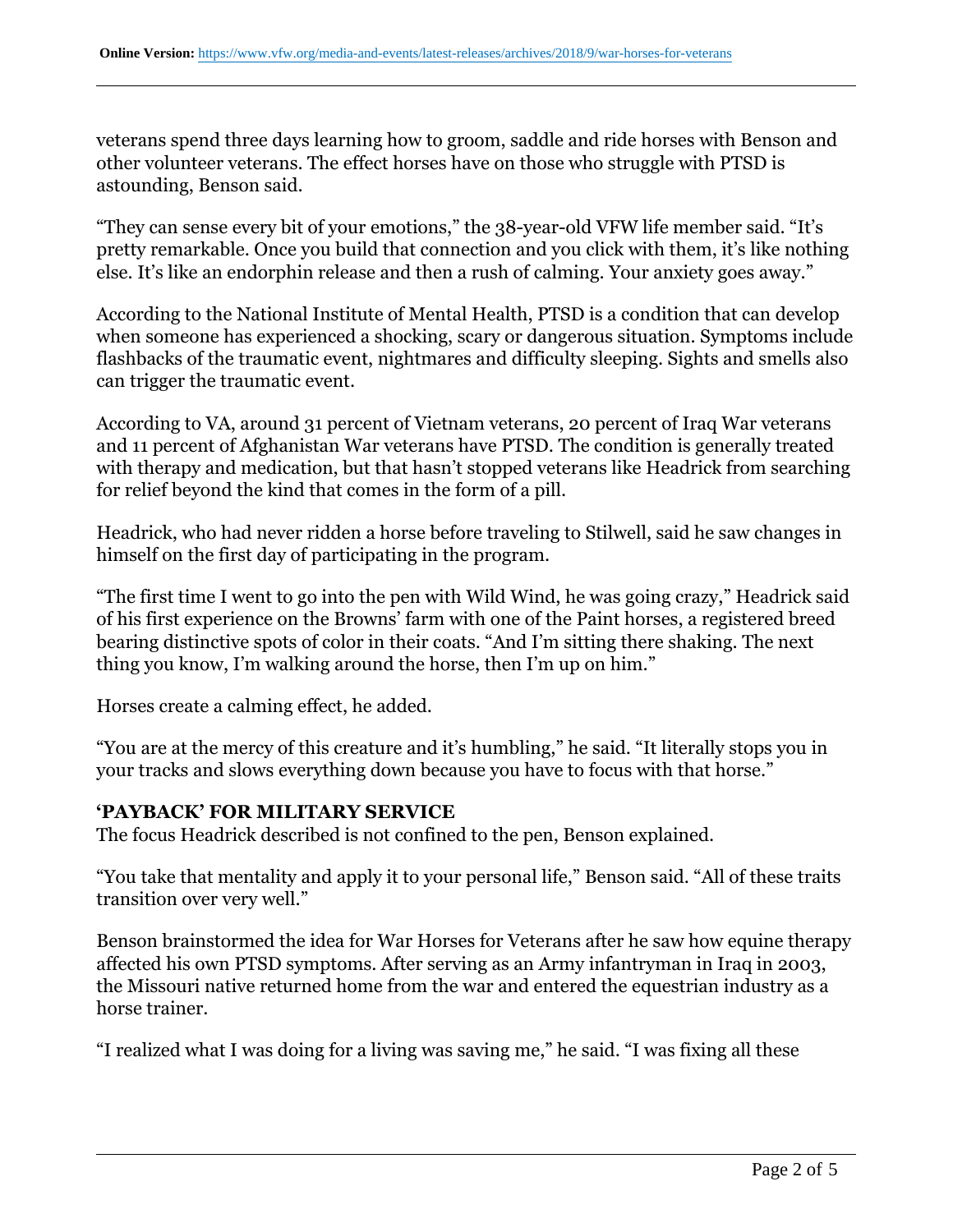veterans spend three days learning how to groom, saddle and ride horses with Benson and other volunteer veterans. The effect horses have on those who struggle with PTSD is astounding, Benson said.

"They can sense every bit of your emotions," the 38-year-old VFW life member said. "It's pretty remarkable. Once you build that connection and you click with them, it's like nothing else. It's like an endorphin release and then a rush of calming. Your anxiety goes away."

According to the National Institute of Mental Health, PTSD is a condition that can develop when someone has experienced a shocking, scary or dangerous situation. Symptoms include flashbacks of the traumatic event, nightmares and difficulty sleeping. Sights and smells also can trigger the traumatic event.

According to VA, around 31 percent of Vietnam veterans, 20 percent of Iraq War veterans and 11 percent of Afghanistan War veterans have PTSD. The condition is generally treated with therapy and medication, but that hasn't stopped veterans like Headrick from searching for relief beyond the kind that comes in the form of a pill.

Headrick, who had never ridden a horse before traveling to Stilwell, said he saw changes in himself on the first day of participating in the program.

"The first time I went to go into the pen with Wild Wind, he was going crazy," Headrick said of his first experience on the Browns' farm with one of the Paint horses, a registered breed bearing distinctive spots of color in their coats. "And I'm sitting there shaking. The next thing you know, I'm walking around the horse, then I'm up on him."

Horses create a calming effect, he added.

"You are at the mercy of this creature and it's humbling," he said. "It literally stops you in your tracks and slows everything down because you have to focus with that horse."

### 'PAYBACK' FOR MILITARY SERVICE

The focus Headrick described is not confined to the pen, Benson explained.

"You take that mentality and apply it to your personal life," Benson said. "All of these traits transition over very well."

Benson brainstormed the idea for War Horses for Veterans after he saw how equine therapy affected his own PTSD symptoms. After serving as an Army infantryman in Iraq in 2003, the Missouri native returned home from the war and entered the equestrian industry as a horse trainer.

"I realized what I was doing for a living was saving me," he said. "I was fixing all these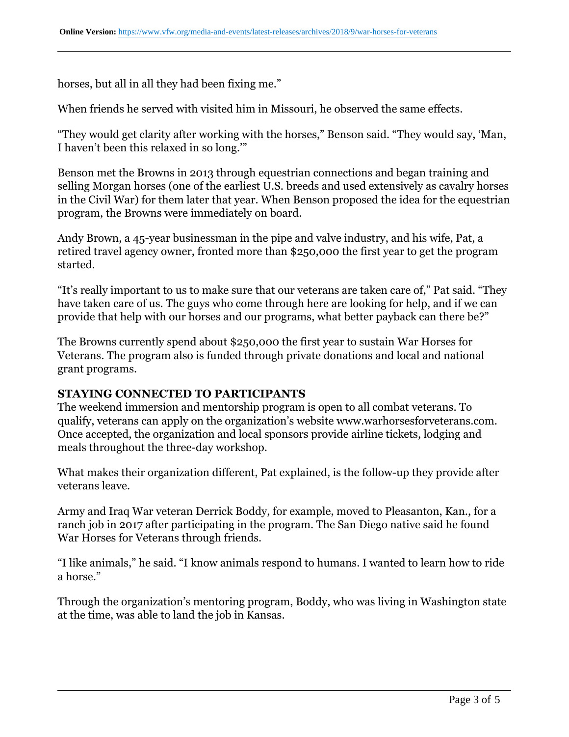horses, but all in all they had been fixing me."

When friends he served with visited him in Missouri, he observed the same effects.

"They would get clarity after working with the horses," Benson said. "They would say, 'Man, I haven't been this relaxed in so long.'"

Benson met the Browns in 2013 through equestrian connections and began training and selling Morgan horses (one of the earliest U.S. breeds and used extensively as cavalry horses in the Civil War) for them later that year. When Benson proposed the idea for the equestrian program, the Browns were immediately on board.

Andy Brown, a 45-year businessman in the pipe and valve industry, and his wife, Pat, a retired travel agency owner, fronted more than $250,000 the first year to get the program started.

"It's really important to us to make sure that our veterans are taken care of," Pat said. "They have taken care of us. The guys who come through here are looking for help, and if we can provide that help with our horses and our programs, what better payback can there be?"

The Browns currently spend about $250,000 the first year to sustain War Horses for Veterans. The program also is funded through private donations and local and national grant programs.

**STAYING CONNECTED TO PARTICIPANTS**

The weekend immersion and mentorship program is open to all combat veterans. To qualify, veterans can apply on the organization's website www.warhorsesforveterans.com. Once accepted, the organization and local sponsors provide airline tickets, lodging and meals throughout the three-day workshop.

What makes their organization different, Pat explained, is the follow-up they provide after veterans leave.

Army and Iraq War veteran Derrick Boddy, for example, moved to Pleasanton, Kan., for a ranch job in 2017 after participating in the program. The San Diego native said he found War Horses for Veterans through friends.

"I like animals," he said. "I know animals respond to humans. I wanted to learn how to ride a horse."

Through the organization's mentoring program, Boddy, who was living in Washington state at the time, was able to land the job in Kansas.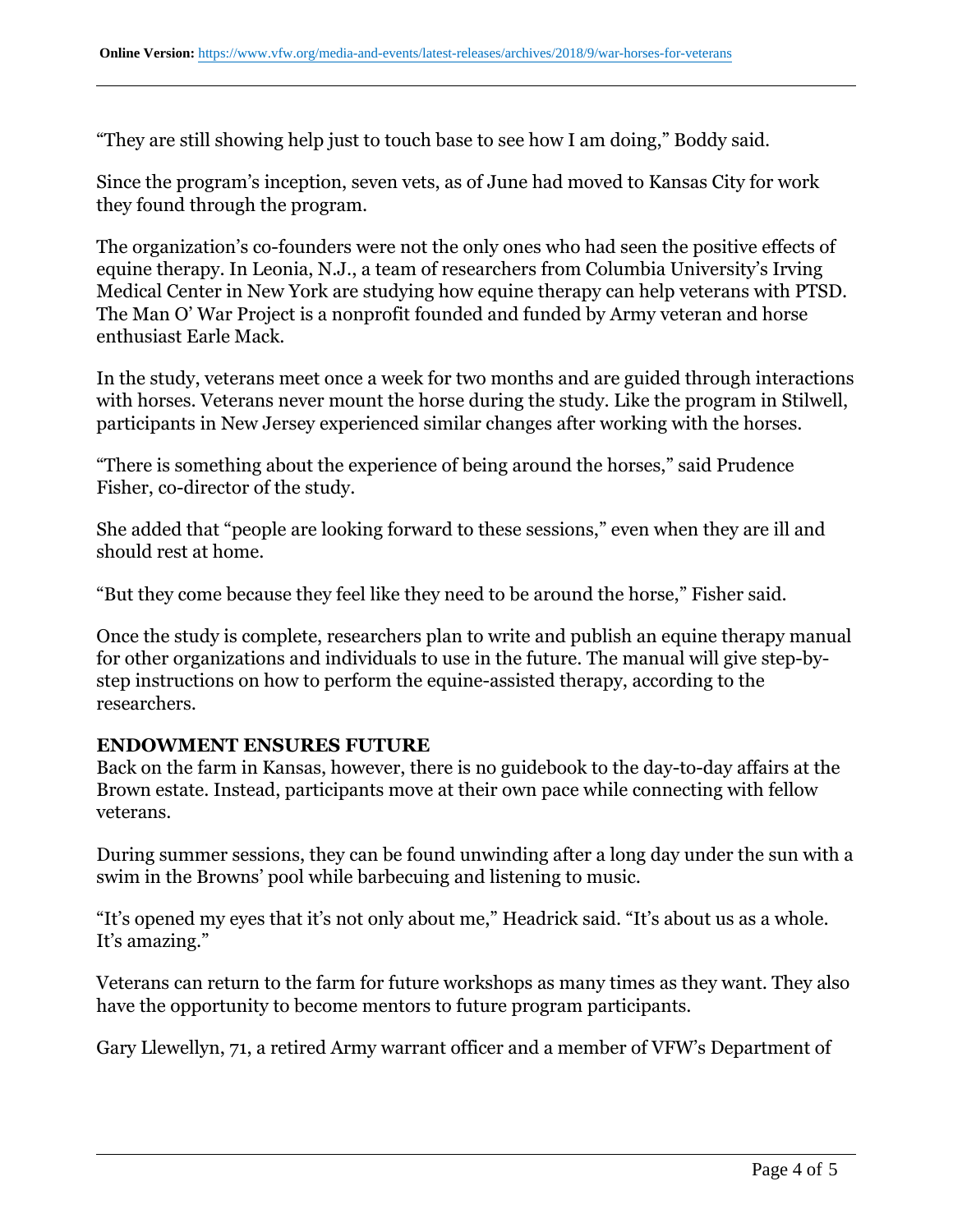“They are still showing help just to touch base to see how I am doing,” Boddy said.

Since the program’s inception, seven vets, as of June had moved to Kansas City for work they found through the program.

The organization’s co-founders were not the only ones who had seen the positive effects of equine therapy. In Leonia, N.J., a team of researchers from Columbia University’s Irving Medical Center in New York are studying how equine therapy can help veterans with PTSD. The Man O’ War Project is a nonprofit founded and funded by Army veteran and horse enthusiast Earle Mack.

In the study, veterans meet once a week for two months and are guided through interactions with horses. Veterans never mount the horse during the study. Like the program in Stilwell, participants in New Jersey experienced similar changes after working with the horses.

“There is something about the experience of being around the horses,” said Prudence Fisher, co-director of the study.

She added that “people are looking forward to these sessions,” even when they are ill and should rest at home.

“But they come because they feel like they need to be around the horse,” Fisher said.

Once the study is complete, researchers plan to write and publish an equine therapy manual for other organizations and individuals to use in the future. The manual will give step-by-step instructions on how to perform the equine-assisted therapy, according to the researchers.

**ENDOWMENT ENSURES FUTURE**

Back on the farm in Kansas, however, there is no guidebook to the day-to-day affairs at the Brown estate. Instead, participants move at their own pace while connecting with fellow veterans.

During summer sessions, they can be found unwinding after a long day under the sun with a swim in the Browns’ pool while barbecuing and listening to music.

“It’s opened my eyes that it’s not only about me,” Headrick said. “It’s about us as a whole. It’s amazing.”

Veterans can return to the farm for future workshops as many times as they want. They also have the opportunity to become mentors to future program participants.

Gary Llewellyn, 71, a retired Army warrant officer and a member of VFW’s Department of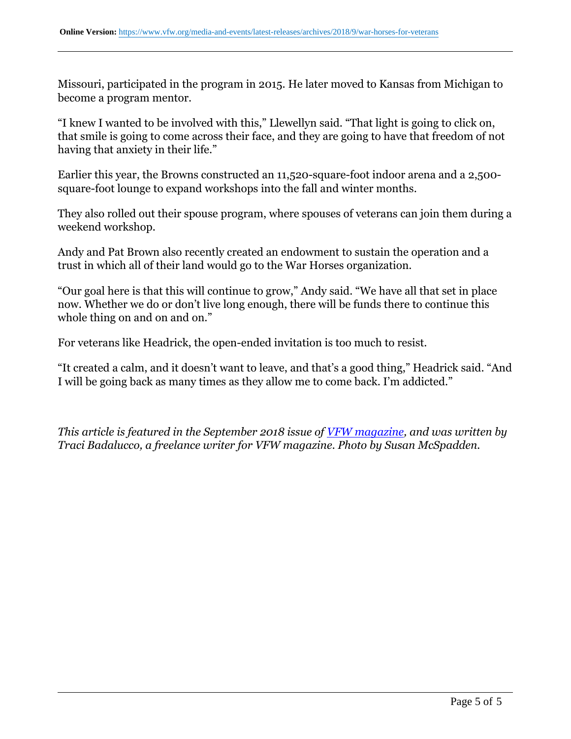Missouri, participated in the program in 2015. He later moved to Kansas from Michigan to become a program mentor.

"I knew I wanted to be involved with this," Llewellyn said. "That light is going to click on, that smile is going to come across their face, and they are going to have that freedom of not having that anxiety in their life."

Earlier this year, the Browns constructed an 11,520-square-foot indoor arena and a 2,500-square-foot lounge to expand workshops into the fall and winter months.

They also rolled out their spouse program, where spouses of veterans can join them during a weekend workshop.

Andy and Pat Brown also recently created an endowment to sustain the operation and a trust in which all of their land would go to the War Horses organization.

"Our goal here is that this will continue to grow," Andy said. "We have all that set in place now. Whether we do or don't live long enough, there will be funds there to continue this whole thing on and on and on."

For veterans like Headrick, the open-ended invitation is too much to resist.

"It created a calm, and it doesn't want to leave, and that's a good thing," Headrick said. "And I will be going back as many times as they allow me to come back. I'm addicted."

*This article is featured in the September 2018 issue of [VFW magazine](), and was written by Traci Badalucco, a freelance writer for VFW magazine. Photo by Susan McSpadden.*